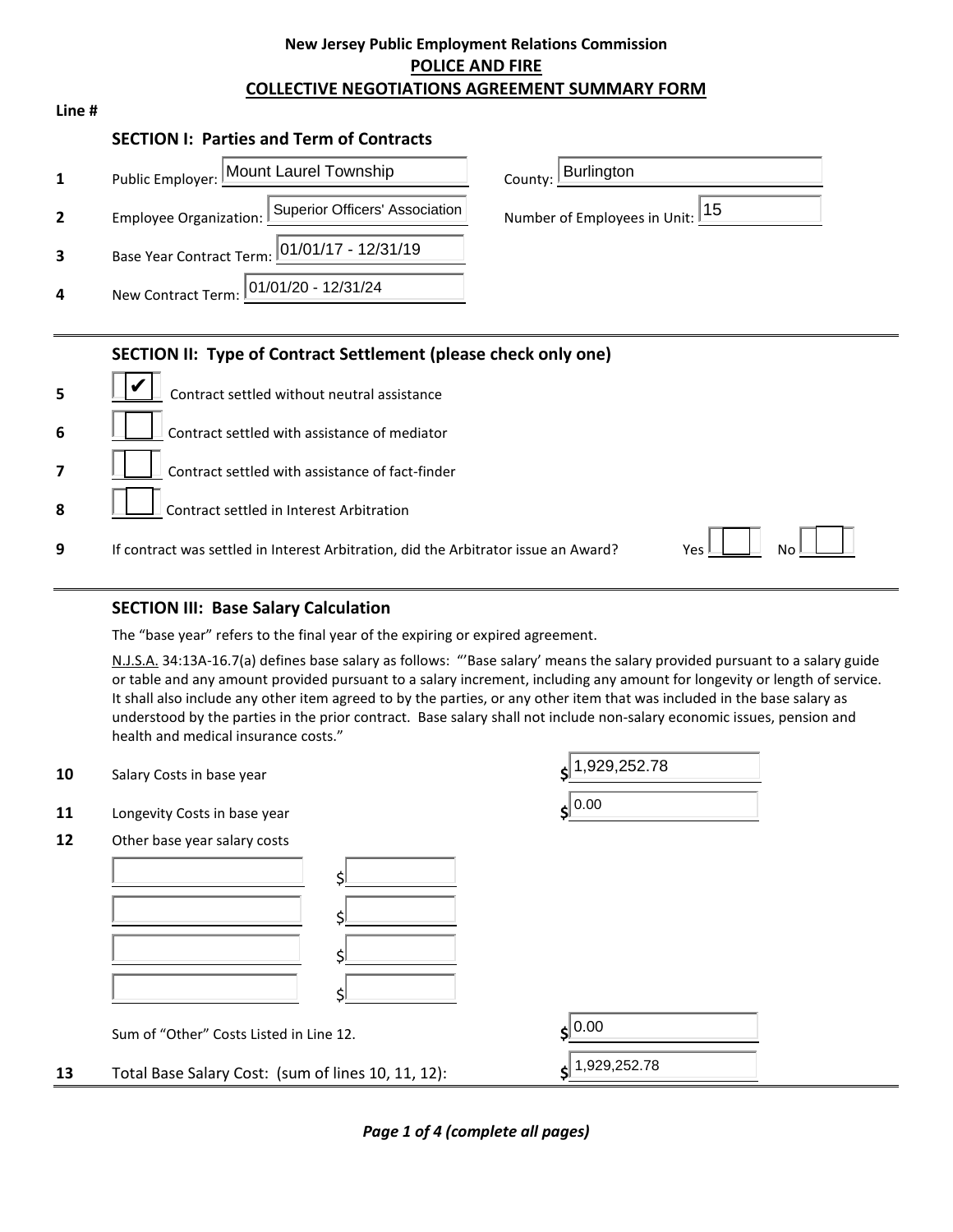**New Jersey Public Employment Relations Commission**

**POLICE AND FIRE**

**COLLECTIVE NEGOTIATIONS AGREEMENT SUMMARY FORM**

**Line #**

## SECTION I: Parties and Term of Contracts

| Line # | Field | Value | Field | Value |
|---|---|---|---|---|
| 1 | Public Employer: | Mount Laurel Township | County: | Burlington |
| 2 | Employee Organization: | Superior Officers' Association | Number of Employees in Unit: | 15 |
| 3 | Base Year Contract Term: | 01/01/17 - 12/31/19 | | |
| 4 | New Contract Term: | 01/01/20 - 12/31/24 | | |

## SECTION II: Type of Contract Settlement (please check only one)

**5** [✔] Contract settled without neutral assistance

**6** [ ] Contract settled with assistance of mediator

**7** [ ] Contract settled with assistance of fact-finder

**8** [ ] Contract settled in Interest Arbitration

**9** If contract was settled in Interest Arbitration, did the Arbitrator issue an Award? Yes [ ] No [ ]

## SECTION III: Base Salary Calculation

The "base year" refers to the final year of the expiring or expired agreement.

N.J.S.A. 34:13A-16.7(a) defines base salary as follows: "'Base salary' means the salary provided pursuant to a salary guide or table and any amount provided pursuant to a salary increment, including any amount for longevity or length of service. It shall also include any other item agreed to by the parties, or any other item that was included in the base salary as understood by the parties in the prior contract. Base salary shall not include non-salary economic issues, pension and health and medical insurance costs."

| Line # | Item | Amount |
|---|---|---|
| 10 | Salary Costs in base year | $ 1,929,252.78 |
| 11 | Longevity Costs in base year | $ 0.00 |
| 12 | Other base year salary costs | |
| | $ | |
| | $ | |
| | $ | |
| | $ | |
| | Sum of "Other" Costs Listed in Line 12. | $ 0.00 |
| 13 | Total Base Salary Cost: (sum of lines 10, 11, 12): | $ 1,929,252.78 |

***Page 1 of 4 (complete all pages)***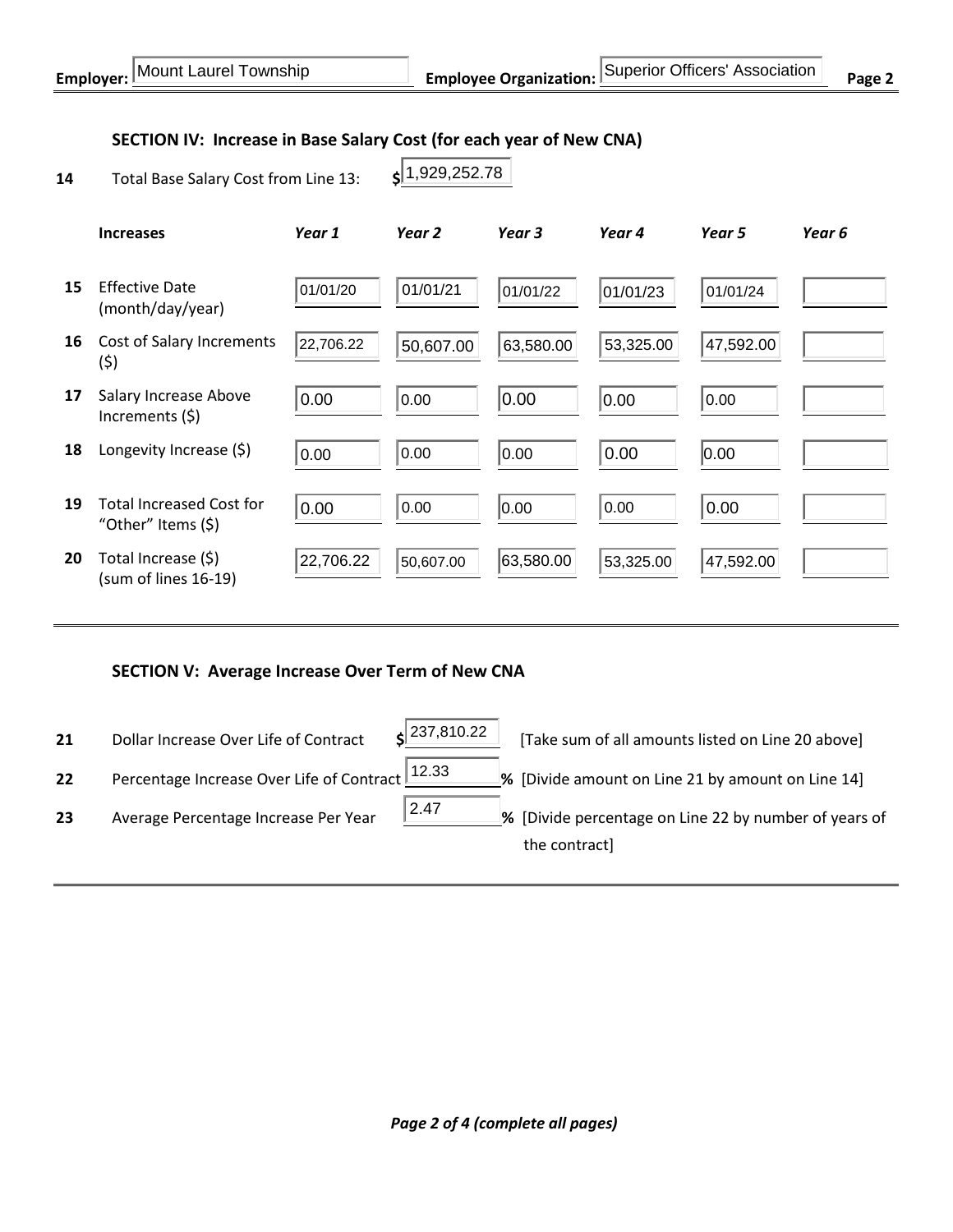**Employer:** Mount Laurel Township **Employee Organization:** Superior Officers' Association

## SECTION IV: Increase in Base Salary Cost (for each year of New CNA)

**14** Total Base Salary Cost from Line 13: **$** 1,929,252.78

| | Increases | *Year 1* | *Year 2* | *Year 3* | *Year 4* | *Year 5* | *Year 6* |
|---|---|---|---|---|---|---|---|
| **15** | Effective Date (month/day/year) | 01/01/20 | 01/01/21 | 01/01/22 | 01/01/23 | 01/01/24 | |
| **16** | Cost of Salary Increments ($) | 22,706.22 | 50,607.00 | 63,580.00 | 53,325.00 | 47,592.00 | |
| **17** | Salary Increase Above Increments ($) | 0.00 | 0.00 | 0.00 | 0.00 | 0.00 | |
| **18** | Longevity Increase ($) | 0.00 | 0.00 | 0.00 | 0.00 | 0.00 | |
| **19** | Total Increased Cost for "Other" Items ($) | 0.00 | 0.00 | 0.00 | 0.00 | 0.00 | |
| **20** | Total Increase ($) (sum of lines 16-19) | 22,706.22 | 50,607.00 | 63,580.00 | 53,325.00 | 47,592.00 | |

## SECTION V: Average Increase Over Term of New CNA

**21** Dollar Increase Over Life of Contract **$** 237,810.22 [Take sum of all amounts listed on Line 20 above]

**22** Percentage Increase Over Life of Contract 12.33 **%** [Divide amount on Line 21 by amount on Line 14]

**23** Average Percentage Increase Per Year 2.47 **%** [Divide percentage on Line 22 by number of years of the contract]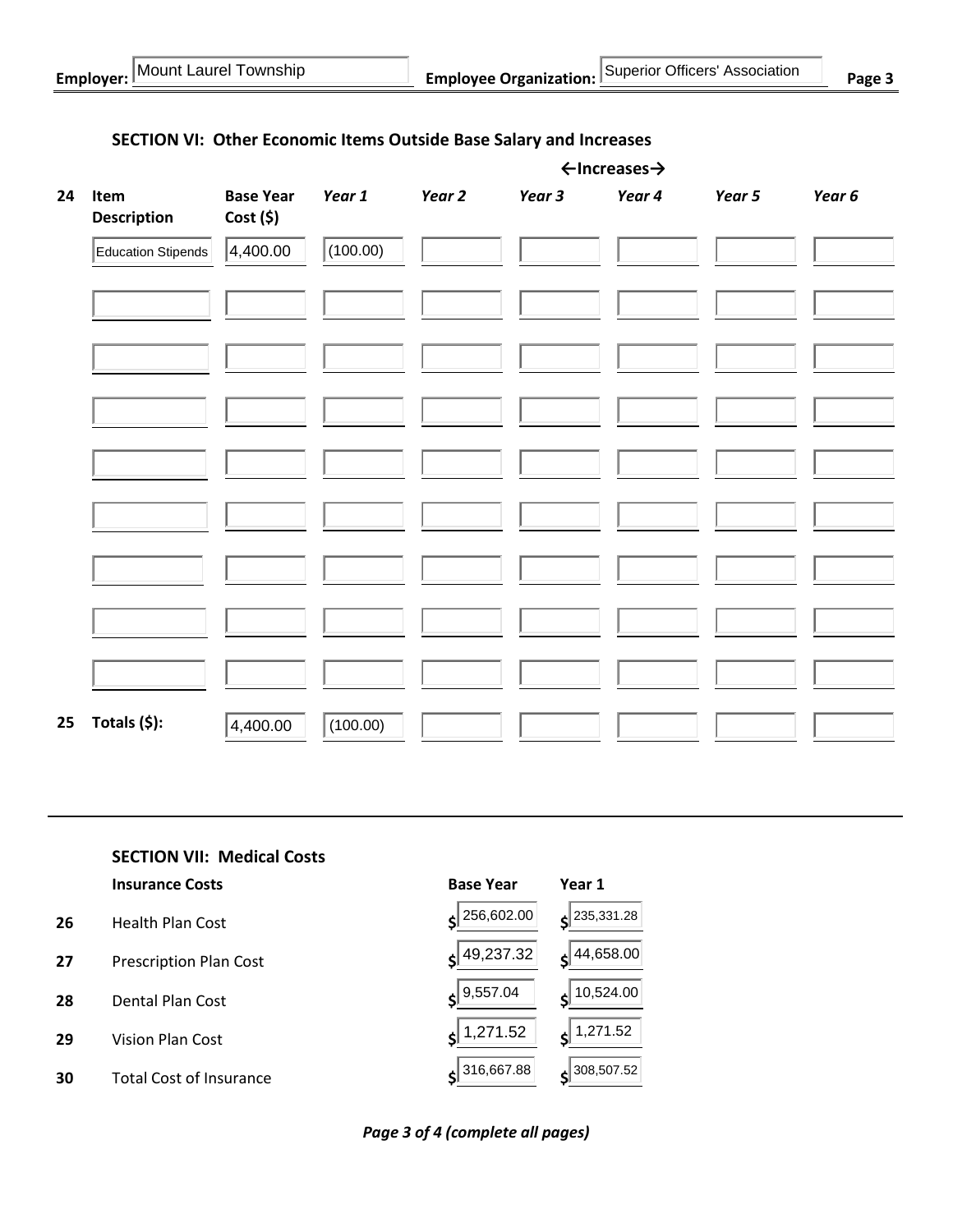**Employer:** Mount Laurel Township **Employee Organization:** Superior Officers' Association **Page 3**

## SECTION VI: Other Economic Items Outside Base Salary and Increases

| 24 | Item Description | Base Year Cost ($) | Year 1 | Year 2 | Year 3 | Year 4 | Year 5 | Year 6 |
|---|---|---|---|---|---|---|---|---|
| | | | ←Increases→ | | | | | |
| | Education Stipends | 4,400.00 | (100.00) | | | | | |
| | | | | | | | | |
| | | | | | | | | |
| | | | | | | | | |
| | | | | | | | | |
| | | | | | | | | |
| | | | | | | | | |
| | | | | | | | | |
| | | | | | | | | |
| 25 | Totals ($): | 4,400.00 | (100.00) | | | | | |

## SECTION VII: Medical Costs

| | Insurance Costs | Base Year | Year 1 |
|---|---|---|---|
| 26 | Health Plan Cost | $ 256,602.00 | $ 235,331.28 |
| 27 | Prescription Plan Cost | $ 49,237.32 | $ 44,658.00 |
| 28 | Dental Plan Cost | $ 9,557.04 | $ 10,524.00 |
| 29 | Vision Plan Cost | $ 1,271.52 | $ 1,271.52 |
| 30 | Total Cost of Insurance | $ 316,667.88 | $ 308,507.52 |

*Page 3 of 4 (complete all pages)*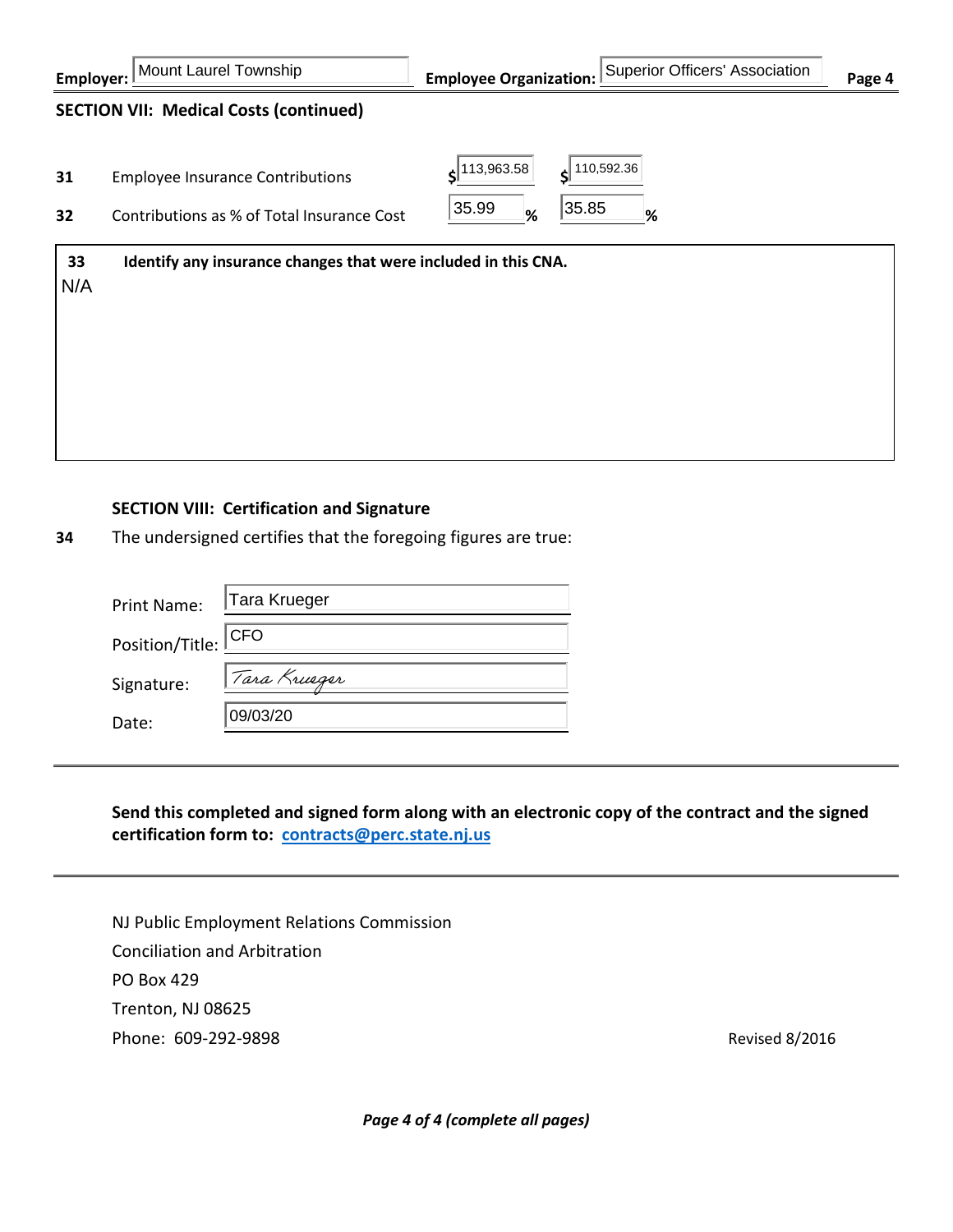**Employer:** Mount Laurel Township **Employee Organization:** Superior Officers' Association

## SECTION VII: Medical Costs (continued)

| | | | |
|---|---|---|---|
| 31 | Employee Insurance Contributions | $ 113,963.58 | $ 110,592.36 |
| 32 | Contributions as % of Total Insurance Cost | 35.99 % | 35.85 % |

**33 Identify any insurance changes that were included in this CNA.**

N/A

### SECTION VIII: Certification and Signature

**34** The undersigned certifies that the foregoing figures are true:

Print Name: Tara Krueger

Position/Title: CFO

Signature: Tara Krueger

Date: 09/03/20

**Send this completed and signed form along with an electronic copy of the contract and the signed certification form to: contracts@perc.state.nj.us**

NJ Public Employment Relations Commission
Conciliation and Arbitration
PO Box 429
Trenton, NJ 08625
Phone: 609-292-9898

Revised 8/2016

*Page 4 of 4 (complete all pages)*